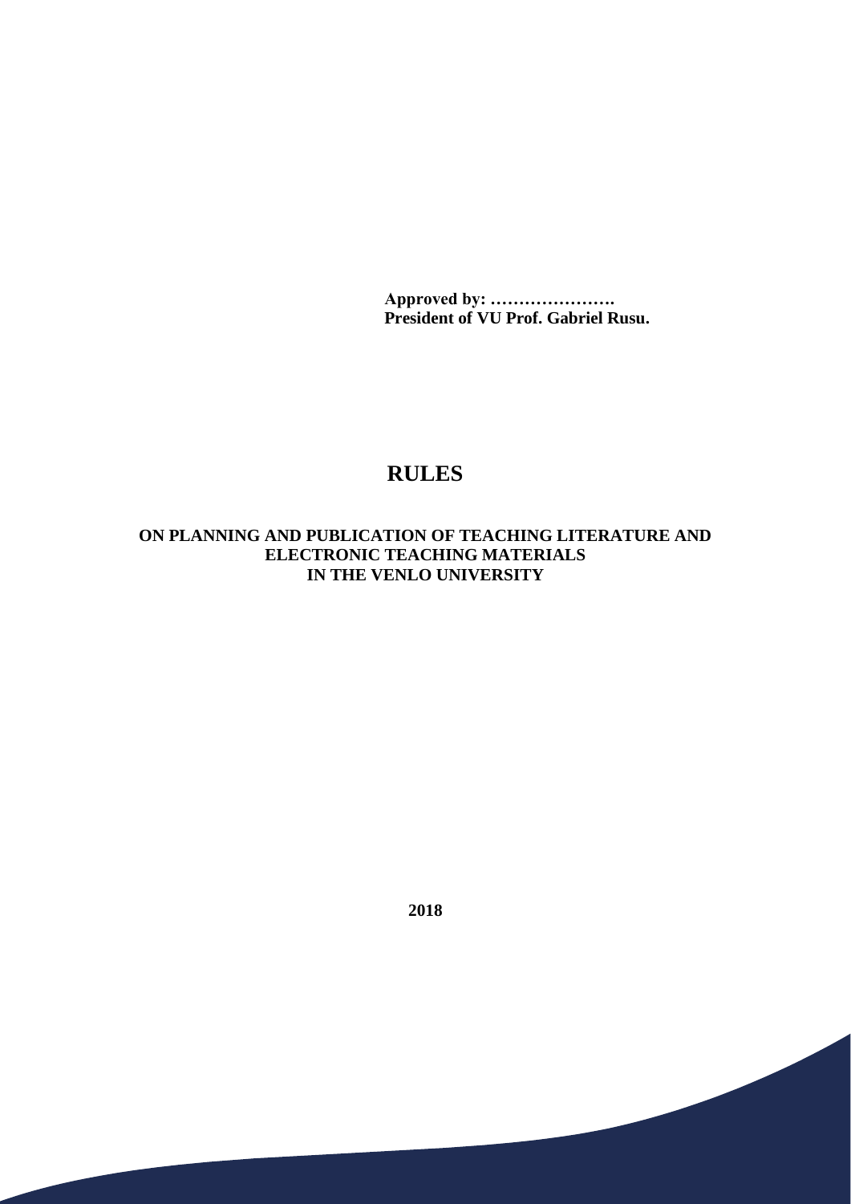**Approved by: ………………….**
**President of VU Prof. Gabriel Rusu.**

# RULES

## ON PLANNING AND PUBLICATION OF TEACHING LITERATURE AND ELECTRONIC TEACHING MATERIALS IN THE VENLO UNIVERSITY

**2018**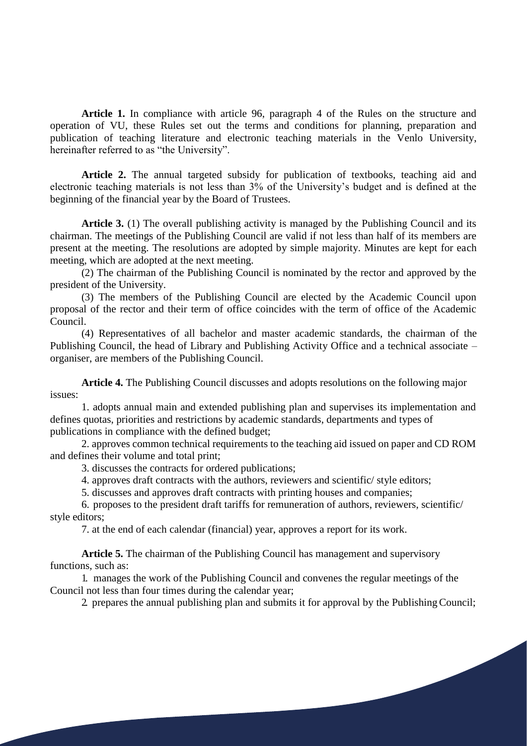**Article 1.** In compliance with article 96, paragraph 4 of the Rules on the structure and operation of VU, these Rules set out the terms and conditions for planning, preparation and publication of teaching literature and electronic teaching materials in the Venlo University, hereinafter referred to as "the University".

**Article 2.** The annual targeted subsidy for publication of textbooks, teaching aid and electronic teaching materials is not less than 3% of the University's budget and is defined at the beginning of the financial year by the Board of Trustees.

**Article 3.** (1) The overall publishing activity is managed by the Publishing Council and its chairman. The meetings of the Publishing Council are valid if not less than half of its members are present at the meeting. The resolutions are adopted by simple majority. Minutes are kept for each meeting, which are adopted at the next meeting.

(2) The chairman of the Publishing Council is nominated by the rector and approved by the president of the University.

(3) The members of the Publishing Council are elected by the Academic Council upon proposal of the rector and their term of office coincides with the term of office of the Academic Council.

(4) Representatives of all bachelor and master academic standards, the chairman of the Publishing Council, the head of Library and Publishing Activity Office and a technical associate – organiser, are members of the Publishing Council.

**Article 4.** The Publishing Council discusses and adopts resolutions on the following major issues:

1. adopts annual main and extended publishing plan and supervises its implementation and defines quotas, priorities and restrictions by academic standards, departments and types of publications in compliance with the defined budget;
2. approves common technical requirements to the teaching aid issued on paper and CD ROM and defines their volume and total print;
3. discusses the contracts for ordered publications;
4. approves draft contracts with the authors, reviewers and scientific/ style editors;
5. discusses and approves draft contracts with printing houses and companies;
6. proposes to the president draft tariffs for remuneration of authors, reviewers, scientific/ style editors;
7. at the end of each calendar (financial) year, approves a report for its work.

**Article 5.** The chairman of the Publishing Council has management and supervisory functions, such as:

1. manages the work of the Publishing Council and convenes the regular meetings of the Council not less than four times during the calendar year;
2. prepares the annual publishing plan and submits it for approval by the Publishing Council;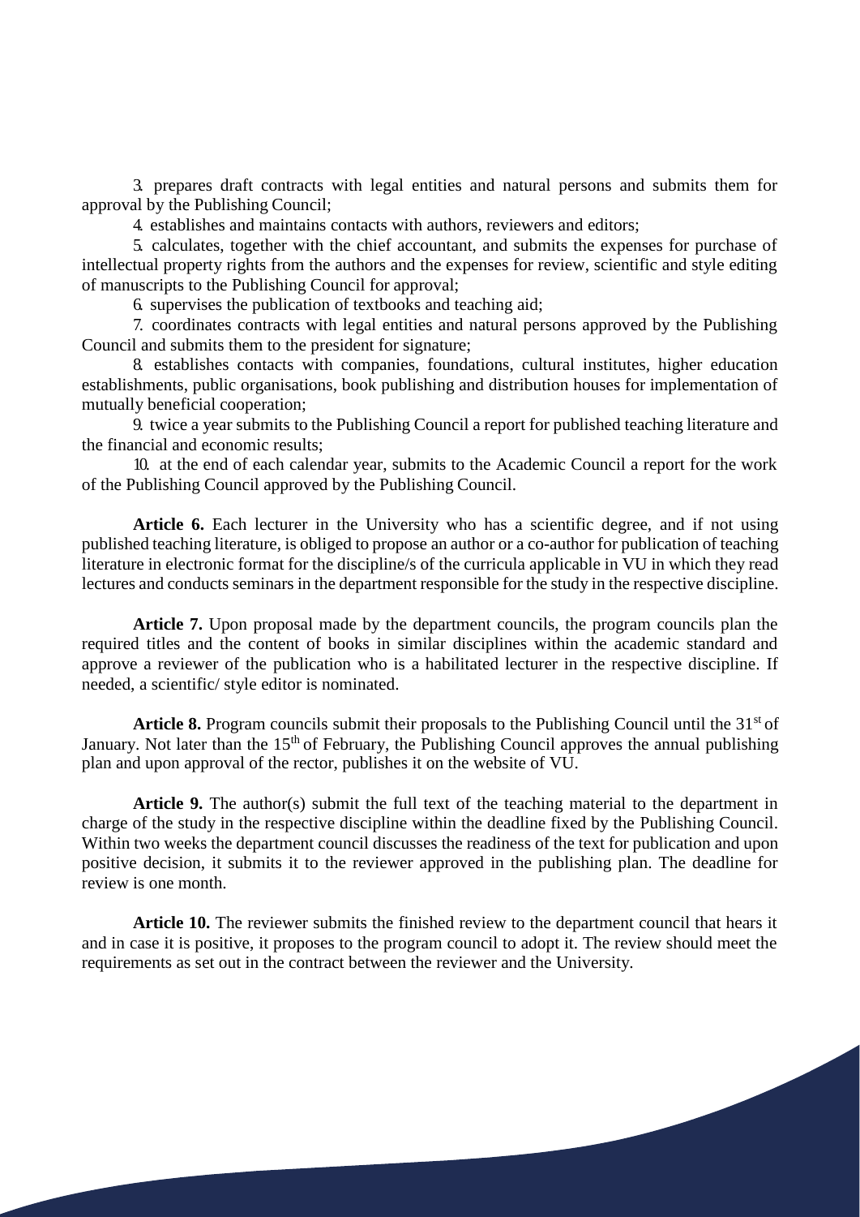3. prepares draft contracts with legal entities and natural persons and submits them for approval by the Publishing Council;

4. establishes and maintains contacts with authors, reviewers and editors;

5. calculates, together with the chief accountant, and submits the expenses for purchase of intellectual property rights from the authors and the expenses for review, scientific and style editing of manuscripts to the Publishing Council for approval;

6. supervises the publication of textbooks and teaching aid;

7. coordinates contracts with legal entities and natural persons approved by the Publishing Council and submits them to the president for signature;

8. establishes contacts with companies, foundations, cultural institutes, higher education establishments, public organisations, book publishing and distribution houses for implementation of mutually beneficial cooperation;

9. twice a year submits to the Publishing Council a report for published teaching literature and the financial and economic results;

10. at the end of each calendar year, submits to the Academic Council a report for the work of the Publishing Council approved by the Publishing Council.

**Article 6.** Each lecturer in the University who has a scientific degree, and if not using published teaching literature, is obliged to propose an author or a co-author for publication of teaching literature in electronic format for the discipline/s of the curricula applicable in VU in which they read lectures and conducts seminars in the department responsible for the study in the respective discipline.

**Article 7.** Upon proposal made by the department councils, the program councils plan the required titles and the content of books in similar disciplines within the academic standard and approve a reviewer of the publication who is a habilitated lecturer in the respective discipline. If needed, a scientific/ style editor is nominated.

**Article 8.** Program councils submit their proposals to the Publishing Council until the 31st of January. Not later than the 15th of February, the Publishing Council approves the annual publishing plan and upon approval of the rector, publishes it on the website of VU.

**Article 9.** The author(s) submit the full text of the teaching material to the department in charge of the study in the respective discipline within the deadline fixed by the Publishing Council. Within two weeks the department council discusses the readiness of the text for publication and upon positive decision, it submits it to the reviewer approved in the publishing plan. The deadline for review is one month.

**Article 10.** The reviewer submits the finished review to the department council that hears it and in case it is positive, it proposes to the program council to adopt it. The review should meet the requirements as set out in the contract between the reviewer and the University.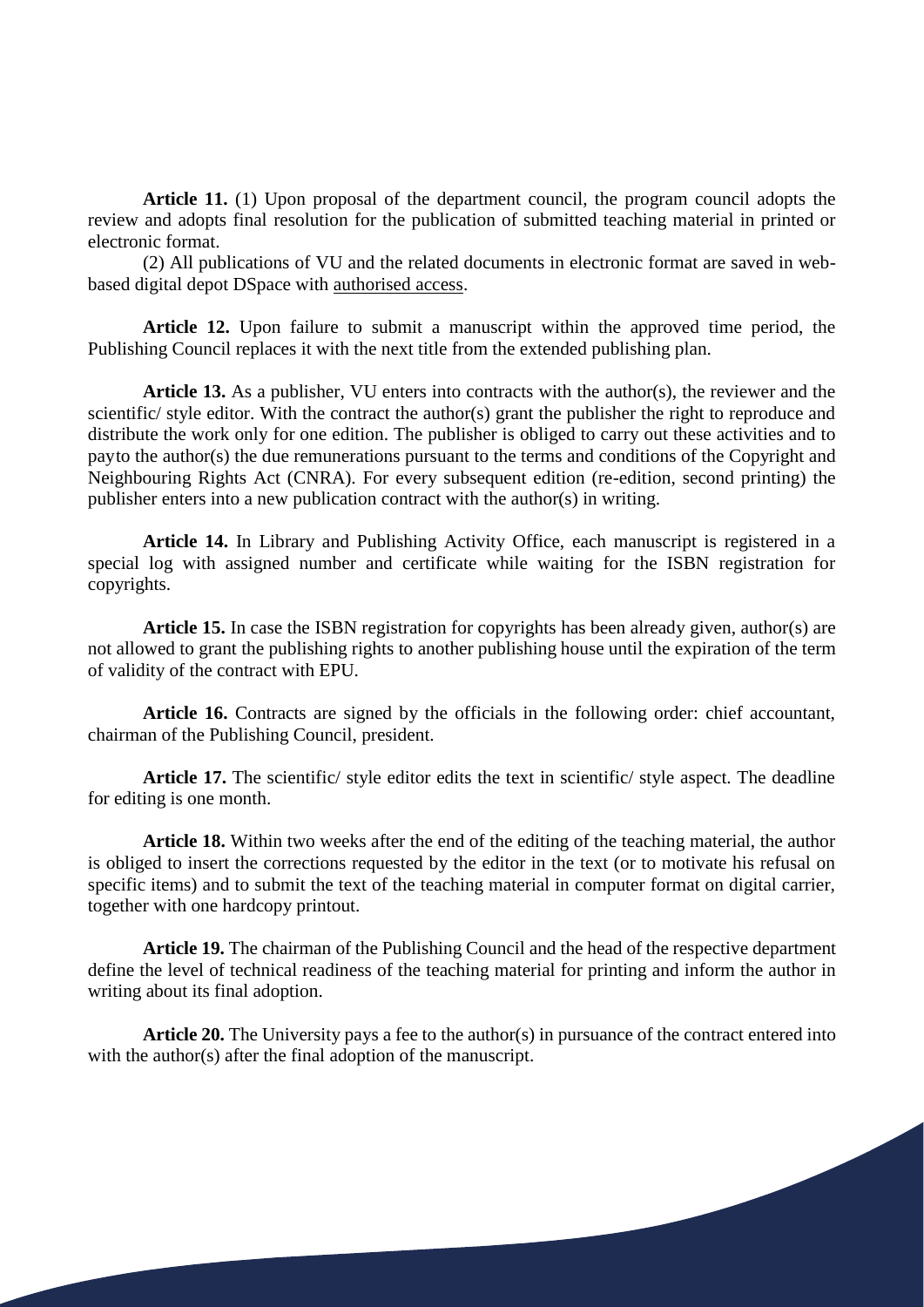**Article 11.** (1) Upon proposal of the department council, the program council adopts the review and adopts final resolution for the publication of submitted teaching material in printed or electronic format.

(2) All publications of VU and the related documents in electronic format are saved in web-based digital depot DSpace with authorised access.

**Article 12.** Upon failure to submit a manuscript within the approved time period, the Publishing Council replaces it with the next title from the extended publishing plan.

**Article 13.** As a publisher, VU enters into contracts with the author(s), the reviewer and the scientific/ style editor. With the contract the author(s) grant the publisher the right to reproduce and distribute the work only for one edition. The publisher is obliged to carry out these activities and to payto the author(s) the due remunerations pursuant to the terms and conditions of the Copyright and Neighbouring Rights Act (CNRA). For every subsequent edition (re-edition, second printing) the publisher enters into a new publication contract with the author(s) in writing.

**Article 14.** In Library and Publishing Activity Office, each manuscript is registered in a special log with assigned number and certificate while waiting for the ISBN registration for copyrights.

**Article 15.** In case the ISBN registration for copyrights has been already given, author(s) are not allowed to grant the publishing rights to another publishing house until the expiration of the term of validity of the contract with EPU.

**Article 16.** Contracts are signed by the officials in the following order: chief accountant, chairman of the Publishing Council, president.

**Article 17.** The scientific/ style editor edits the text in scientific/ style aspect. The deadline for editing is one month.

**Article 18.** Within two weeks after the end of the editing of the teaching material, the author is obliged to insert the corrections requested by the editor in the text (or to motivate his refusal on specific items) and to submit the text of the teaching material in computer format on digital carrier, together with one hardcopy printout.

**Article 19.** The chairman of the Publishing Council and the head of the respective department define the level of technical readiness of the teaching material for printing and inform the author in writing about its final adoption.

**Article 20.** The University pays a fee to the author(s) in pursuance of the contract entered into with the author(s) after the final adoption of the manuscript.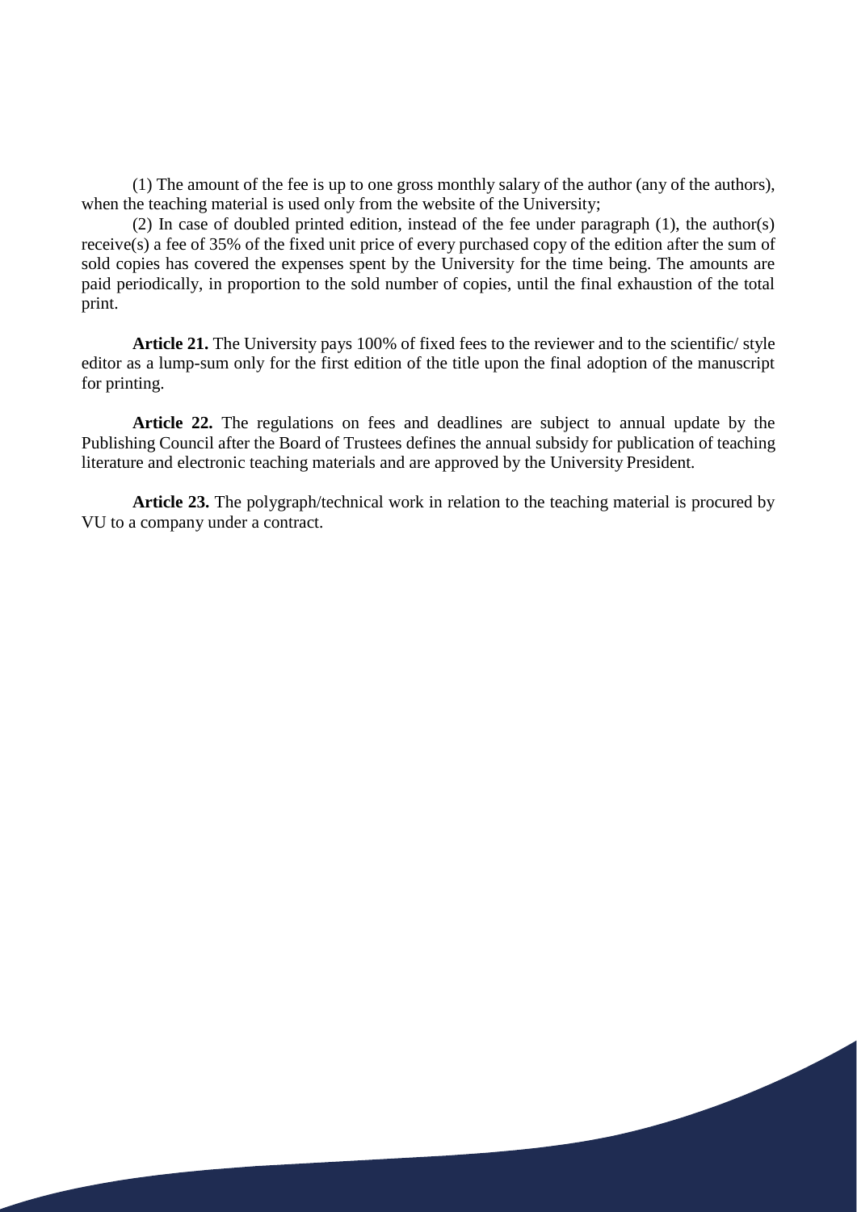(1) The amount of the fee is up to one gross monthly salary of the author (any of the authors), when the teaching material is used only from the website of the University;

(2) In case of doubled printed edition, instead of the fee under paragraph (1), the author(s) receive(s) a fee of 35% of the fixed unit price of every purchased copy of the edition after the sum of sold copies has covered the expenses spent by the University for the time being. The amounts are paid periodically, in proportion to the sold number of copies, until the final exhaustion of the total print.

**Article 21.** The University pays 100% of fixed fees to the reviewer and to the scientific/ style editor as a lump-sum only for the first edition of the title upon the final adoption of the manuscript for printing.

**Article 22.** The regulations on fees and deadlines are subject to annual update by the Publishing Council after the Board of Trustees defines the annual subsidy for publication of teaching literature and electronic teaching materials and are approved by the University President.

**Article 23.** The polygraph/technical work in relation to the teaching material is procured by VU to a company under a contract.